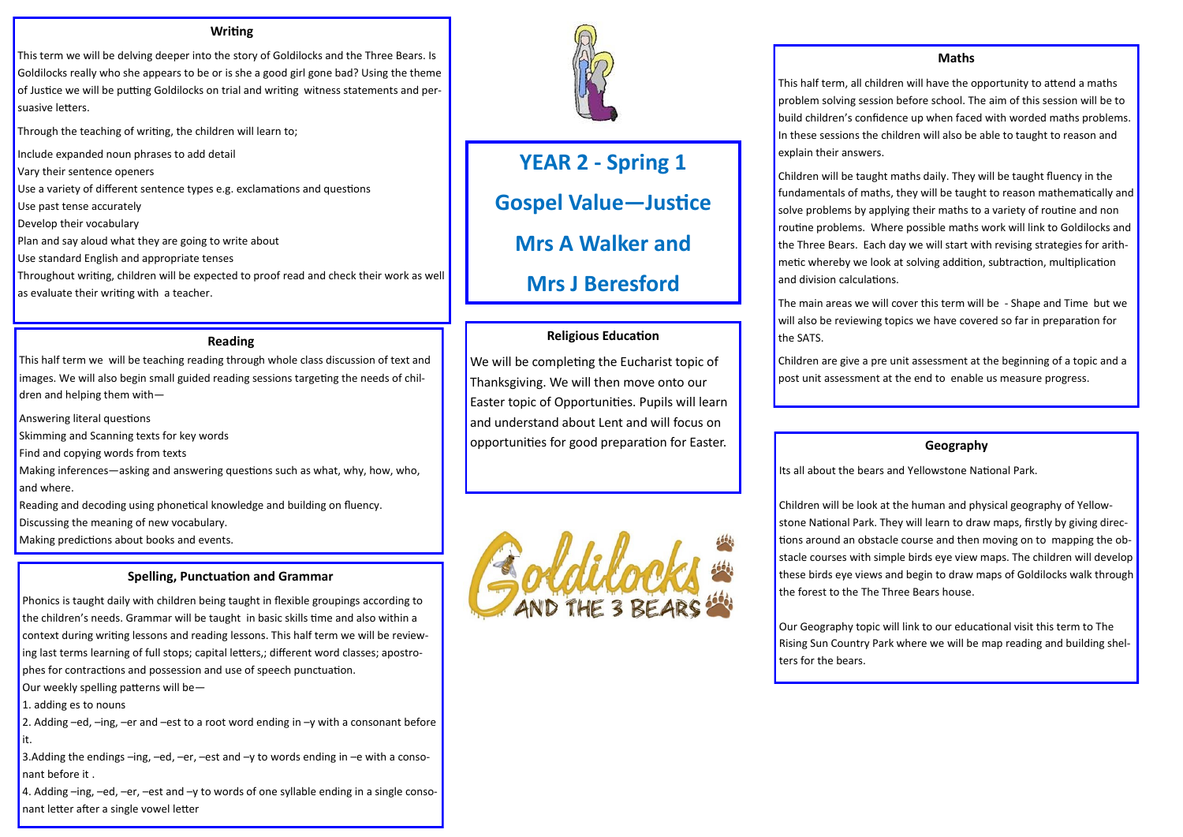# YEAR 2 - Spring 1

# Gospel Value—Justice

# Mrs A Walker and

# Mrs J Beresford

## Writing

This term we will be delving deeper into the story of Goldilocks and the Three Bears. Is Goldilocks really who she appears to be or is she a good girl gone bad? Using the theme of Justice we will be putting Goldilocks on trial and writing witness statements and persuasive letters.

Through the teaching of writing, the children will learn to;

Include expanded noun phrases to add detail
Vary their sentence openers
Use a variety of different sentence types e.g. exclamations and questions
Use past tense accurately
Develop their vocabulary
Plan and say aloud what they are going to write about
Use standard English and appropriate tenses
Throughout writing, children will be expected to proof read and check their work as well as evaluate their writing with a teacher.

## Reading

This half term we will be teaching reading through whole class discussion of text and images. We will also begin small guided reading sessions targeting the needs of children and helping them with—

Answering literal questions
Skimming and Scanning texts for key words
Find and copying words from texts
Making inferences—asking and answering questions such as what, why, how, who, and where.
Reading and decoding using phonetical knowledge and building on fluency.
Discussing the meaning of new vocabulary.
Making predictions about books and events.

## Spelling, Punctuation and Grammar

Phonics is taught daily with children being taught in flexible groupings according to the children's needs. Grammar will be taught in basic skills time and also within a context during writing lessons and reading lessons. This half term we will be reviewing last terms learning of full stops; capital letters,; different word classes; apostrophes for contractions and possession and use of speech punctuation.

Our weekly spelling patterns will be—

1. adding es to nouns
2. Adding –ed, –ing, –er and –est to a root word ending in –y with a consonant before it.
3. Adding the endings –ing, –ed, –er, –est and –y to words ending in –e with a consonant before it .
4. Adding –ing, –ed, –er, –est and –y to words of one syllable ending in a single consonant letter after a single vowel letter

## Religious Education

We will be completing the Eucharist topic of Thanksgiving. We will then move onto our Easter topic of Opportunities. Pupils will learn and understand about Lent and will focus on opportunities for good preparation for Easter.

## Maths

This half term, all children will have the opportunity to attend a maths problem solving session before school. The aim of this session will be to build children's confidence up when faced with worded maths problems. In these sessions the children will also be able to taught to reason and explain their answers.

Children will be taught maths daily. They will be taught fluency in the fundamentals of maths, they will be taught to reason mathematically and solve problems by applying their maths to a variety of routine and non routine problems. Where possible maths work will link to Goldilocks and the Three Bears. Each day we will start with revising strategies for arithmetic whereby we look at solving addition, subtraction, multiplication and division calculations.

The main areas we will cover this term will be - Shape and Time but we will also be reviewing topics we have covered so far in preparation for the SATS.

Children are give a pre unit assessment at the beginning of a topic and a post unit assessment at the end to enable us measure progress.

## Geography

Its all about the bears and Yellowstone National Park.

Children will be look at the human and physical geography of Yellowstone National Park. They will learn to draw maps, firstly by giving directions around an obstacle course and then moving on to mapping the obstacle courses with simple birds eye view maps. The children will develop these birds eye views and begin to draw maps of Goldilocks walk through the forest to the The Three Bears house.

Our Geography topic will link to our educational visit this term to The Rising Sun Country Park where we will be map reading and building shelters for the bears.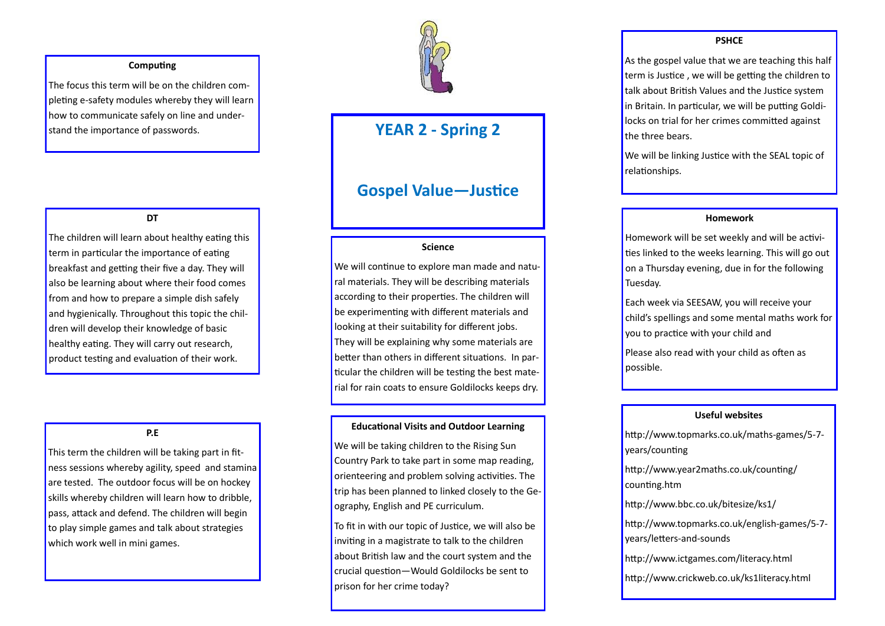# YEAR 2 - Spring 2

## Gospel Value—Justice

### Computing

The focus this term will be on the children completing e-safety modules whereby they will learn how to communicate safely on line and understand the importance of passwords.

### DT

The children will learn about healthy eating this term in particular the importance of eating breakfast and getting their five a day. They will also be learning about where their food comes from and how to prepare a simple dish safely and hygienically. Throughout this topic the children will develop their knowledge of basic healthy eating. They will carry out research, product testing and evaluation of their work.

### P.E

This term the children will be taking part in fitness sessions whereby agility, speed and stamina are tested. The outdoor focus will be on hockey skills whereby children will learn how to dribble, pass, attack and defend. The children will begin to play simple games and talk about strategies which work well in mini games.

### Science

We will continue to explore man made and natural materials. They will be describing materials according to their properties. The children will be experimenting with different materials and looking at their suitability for different jobs. They will be explaining why some materials are better than others in different situations. In particular the children will be testing the best material for rain coats to ensure Goldilocks keeps dry.

### Educational Visits and Outdoor Learning

We will be taking children to the Rising Sun Country Park to take part in some map reading, orienteering and problem solving activities. The trip has been planned to linked closely to the Geography, English and PE curriculum.

To fit in with our topic of Justice, we will also be inviting in a magistrate to talk to the children about British law and the court system and the crucial question—Would Goldilocks be sent to prison for her crime today?

### PSHCE

As the gospel value that we are teaching this half term is Justice , we will be getting the children to talk about British Values and the Justice system in Britain. In particular, we will be putting Goldilocks on trial for her crimes committed against the three bears.

We will be linking Justice with the SEAL topic of relationships.

### Homework

Homework will be set weekly and will be activities linked to the weeks learning. This will go out on a Thursday evening, due in for the following Tuesday.

Each week via SEESAW, you will receive your child's spellings and some mental maths work for you to practice with your child and

Please also read with your child as often as possible.

### Useful websites

http://www.topmarks.co.uk/maths-games/5-7-years/counting

http://www.year2maths.co.uk/counting/counting.htm

http://www.bbc.co.uk/bitesize/ks1/

http://www.topmarks.co.uk/english-games/5-7-years/letters-and-sounds

http://www.ictgames.com/literacy.html

http://www.crickweb.co.uk/ks1literacy.html